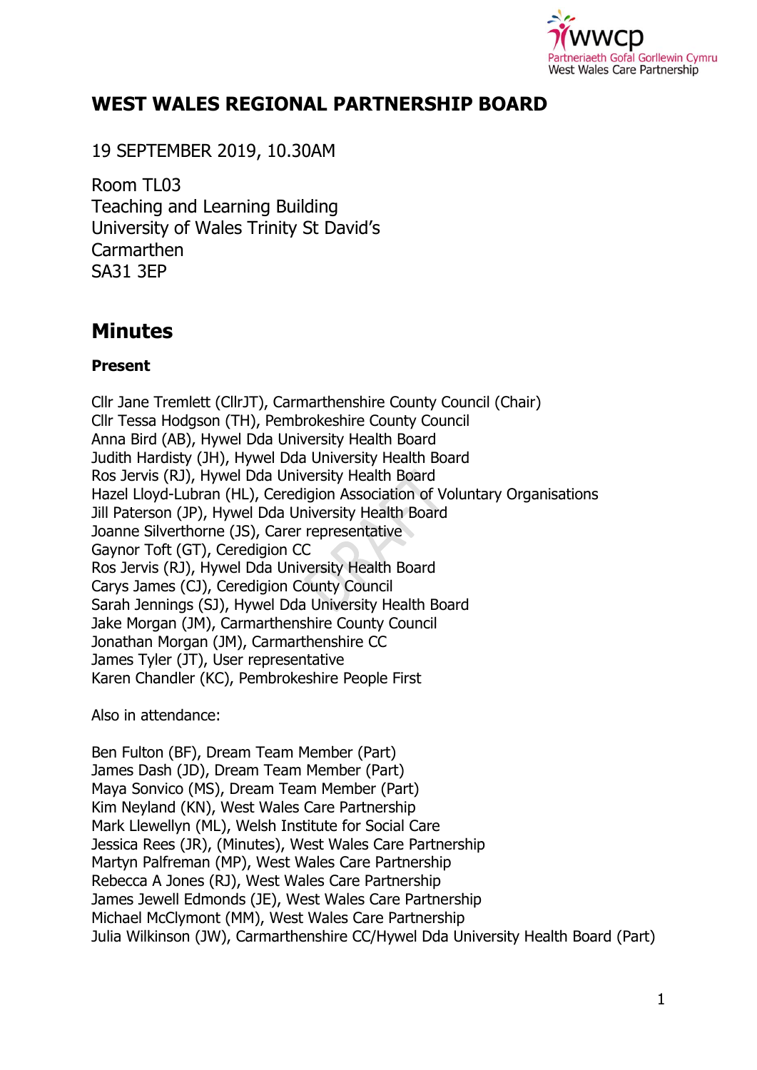# WEST WALES REGIONAL PARTNERSHIP BOARD

19 SEPTEMBER 2019, 10.30AM

Room TL03
Teaching and Learning Building
University of Wales Trinity St David's
Carmarthen
SA31 3EP

## Minutes

**Present**

Cllr Jane Tremlett (CllrJT), Carmarthenshire County Council (Chair)
Cllr Tessa Hodgson (TH), Pembrokeshire County Council
Anna Bird (AB), Hywel Dda University Health Board
Judith Hardisty (JH), Hywel Dda University Health Board
Ros Jervis (RJ), Hywel Dda University Health Board
Hazel Lloyd-Lubran (HL), Ceredigion Association of Voluntary Organisations
Jill Paterson (JP), Hywel Dda University Health Board
Joanne Silverthorne (JS), Carer representative
Gaynor Toft (GT), Ceredigion CC
Ros Jervis (RJ), Hywel Dda University Health Board
Carys James (CJ), Ceredigion County Council
Sarah Jennings (SJ), Hywel Dda University Health Board
Jake Morgan (JM), Carmarthenshire County Council
Jonathan Morgan (JM), Carmarthenshire CC
James Tyler (JT), User representative
Karen Chandler (KC), Pembrokeshire People First

Also in attendance:

Ben Fulton (BF), Dream Team Member (Part)
James Dash (JD), Dream Team Member (Part)
Maya Sonvico (MS), Dream Team Member (Part)
Kim Neyland (KN), West Wales Care Partnership
Mark Llewellyn (ML), Welsh Institute for Social Care
Jessica Rees (JR), (Minutes), West Wales Care Partnership
Martyn Palfreman (MP), West Wales Care Partnership
Rebecca A Jones (RJ), West Wales Care Partnership
James Jewell Edmonds (JE), West Wales Care Partnership
Michael McClymont (MM), West Wales Care Partnership
Julia Wilkinson (JW), Carmarthenshire CC/Hywel Dda University Health Board (Part)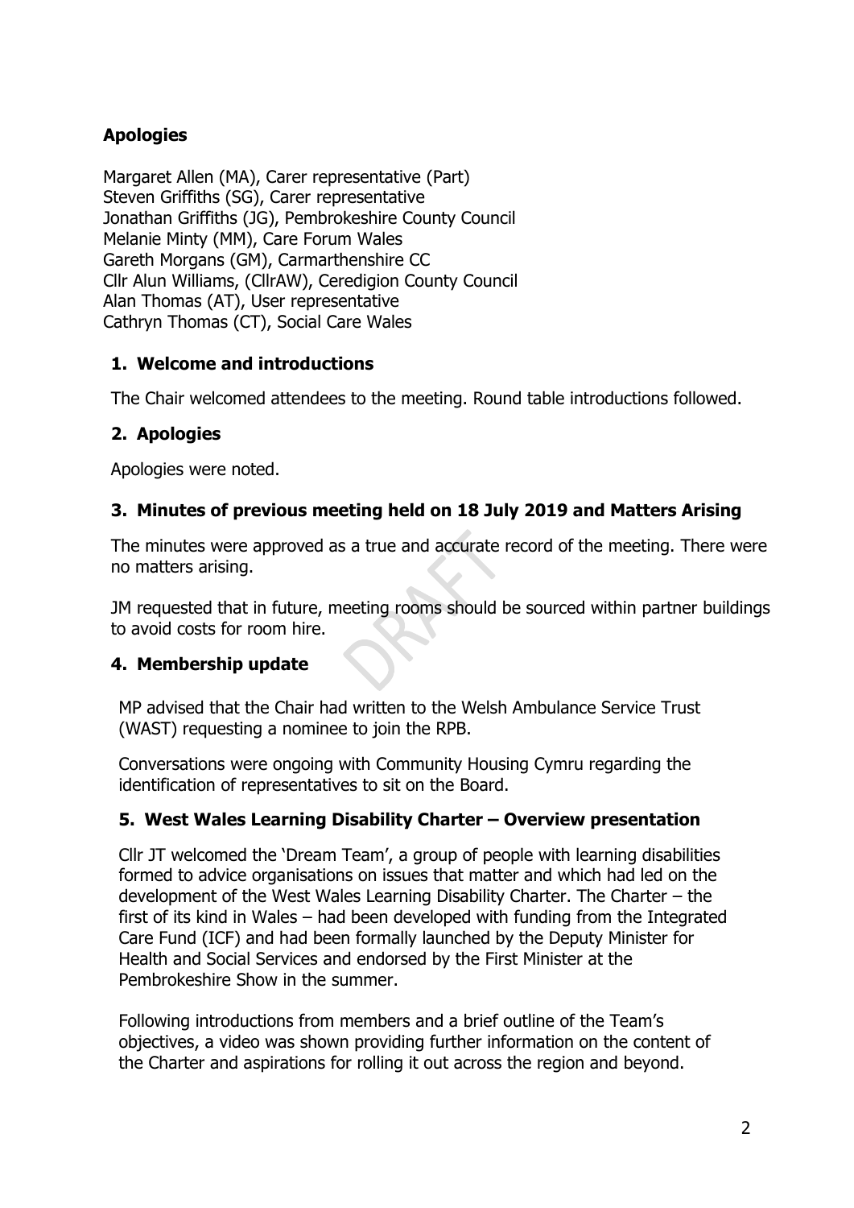**Apologies**

Margaret Allen (MA), Carer representative (Part)
Steven Griffiths (SG), Carer representative
Jonathan Griffiths (JG), Pembrokeshire County Council
Melanie Minty (MM), Care Forum Wales
Gareth Morgans (GM), Carmarthenshire CC
Cllr Alun Williams, (CllrAW), Ceredigion County Council
Alan Thomas (AT), User representative
Cathryn Thomas (CT), Social Care Wales

## 1. Welcome and introductions

The Chair welcomed attendees to the meeting. Round table introductions followed.

## 2. Apologies

Apologies were noted.

## 3. Minutes of previous meeting held on 18 July 2019 and Matters Arising

The minutes were approved as a true and accurate record of the meeting. There were no matters arising.

JM requested that in future, meeting rooms should be sourced within partner buildings to avoid costs for room hire.

## 4. Membership update

MP advised that the Chair had written to the Welsh Ambulance Service Trust (WAST) requesting a nominee to join the RPB.

Conversations were ongoing with Community Housing Cymru regarding the identification of representatives to sit on the Board.

## 5. West Wales Learning Disability Charter – Overview presentation

Cllr JT welcomed the 'Dream Team', a group of people with learning disabilities formed to advice organisations on issues that matter and which had led on the development of the West Wales Learning Disability Charter. The Charter – the first of its kind in Wales – had been developed with funding from the Integrated Care Fund (ICF) and had been formally launched by the Deputy Minister for Health and Social Services and endorsed by the First Minister at the Pembrokeshire Show in the summer.

Following introductions from members and a brief outline of the Team's objectives, a video was shown providing further information on the content of the Charter and aspirations for rolling it out across the region and beyond.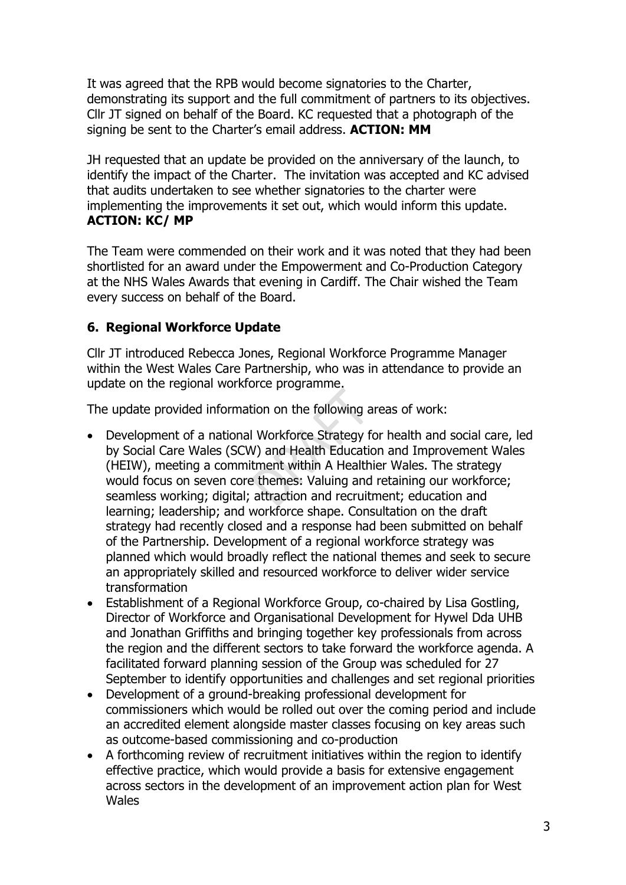It was agreed that the RPB would become signatories to the Charter, demonstrating its support and the full commitment of partners to its objectives. Cllr JT signed on behalf of the Board. KC requested that a photograph of the signing be sent to the Charter's email address. **ACTION: MM**

JH requested that an update be provided on the anniversary of the launch, to identify the impact of the Charter. The invitation was accepted and KC advised that audits undertaken to see whether signatories to the charter were implementing the improvements it set out, which would inform this update. **ACTION: KC/ MP**

The Team were commended on their work and it was noted that they had been shortlisted for an award under the Empowerment and Co-Production Category at the NHS Wales Awards that evening in Cardiff. The Chair wished the Team every success on behalf of the Board.

## 6. Regional Workforce Update

Cllr JT introduced Rebecca Jones, Regional Workforce Programme Manager within the West Wales Care Partnership, who was in attendance to provide an update on the regional workforce programme.

The update provided information on the following areas of work:

- Development of a national Workforce Strategy for health and social care, led by Social Care Wales (SCW) and Health Education and Improvement Wales (HEIW), meeting a commitment within A Healthier Wales. The strategy would focus on seven core themes: Valuing and retaining our workforce; seamless working; digital; attraction and recruitment; education and learning; leadership; and workforce shape. Consultation on the draft strategy had recently closed and a response had been submitted on behalf of the Partnership. Development of a regional workforce strategy was planned which would broadly reflect the national themes and seek to secure an appropriately skilled and resourced workforce to deliver wider service transformation
- Establishment of a Regional Workforce Group, co-chaired by Lisa Gostling, Director of Workforce and Organisational Development for Hywel Dda UHB and Jonathan Griffiths and bringing together key professionals from across the region and the different sectors to take forward the workforce agenda. A facilitated forward planning session of the Group was scheduled for 27 September to identify opportunities and challenges and set regional priorities
- Development of a ground-breaking professional development for commissioners which would be rolled out over the coming period and include an accredited element alongside master classes focusing on key areas such as outcome-based commissioning and co-production
- A forthcoming review of recruitment initiatives within the region to identify effective practice, which would provide a basis for extensive engagement across sectors in the development of an improvement action plan for West Wales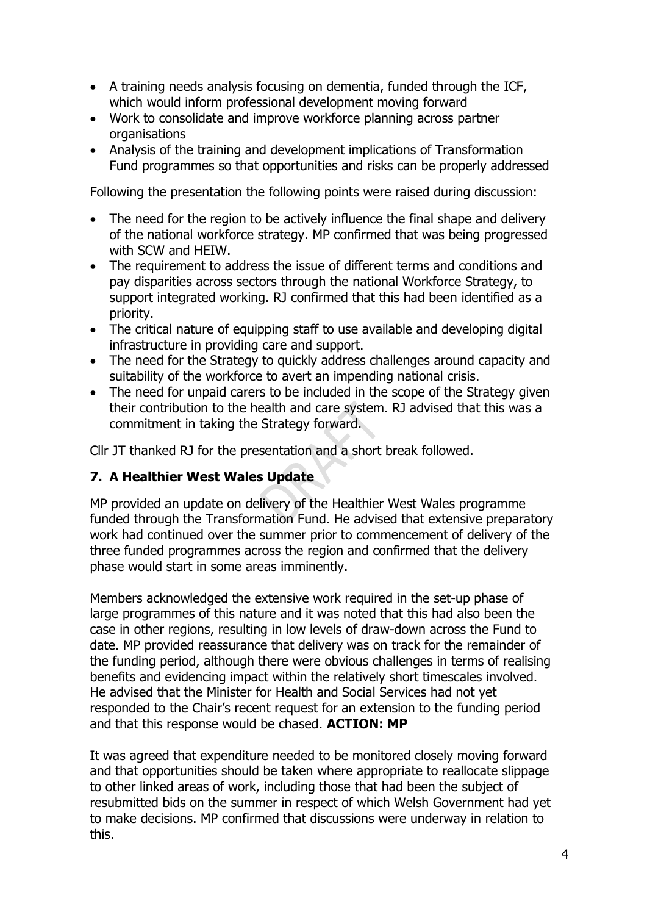- A training needs analysis focusing on dementia, funded through the ICF, which would inform professional development moving forward
- Work to consolidate and improve workforce planning across partner organisations
- Analysis of the training and development implications of Transformation Fund programmes so that opportunities and risks can be properly addressed

Following the presentation the following points were raised during discussion:

- The need for the region to be actively influence the final shape and delivery of the national workforce strategy. MP confirmed that was being progressed with SCW and HEIW.
- The requirement to address the issue of different terms and conditions and pay disparities across sectors through the national Workforce Strategy, to support integrated working. RJ confirmed that this had been identified as a priority.
- The critical nature of equipping staff to use available and developing digital infrastructure in providing care and support.
- The need for the Strategy to quickly address challenges around capacity and suitability of the workforce to avert an impending national crisis.
- The need for unpaid carers to be included in the scope of the Strategy given their contribution to the health and care system. RJ advised that this was a commitment in taking the Strategy forward.

Cllr JT thanked RJ for the presentation and a short break followed.

### 7. A Healthier West Wales Update

MP provided an update on delivery of the Healthier West Wales programme funded through the Transformation Fund. He advised that extensive preparatory work had continued over the summer prior to commencement of delivery of the three funded programmes across the region and confirmed that the delivery phase would start in some areas imminently.

Members acknowledged the extensive work required in the set-up phase of large programmes of this nature and it was noted that this had also been the case in other regions, resulting in low levels of draw-down across the Fund to date. MP provided reassurance that delivery was on track for the remainder of the funding period, although there were obvious challenges in terms of realising benefits and evidencing impact within the relatively short timescales involved. He advised that the Minister for Health and Social Services had not yet responded to the Chair's recent request for an extension to the funding period and that this response would be chased. **ACTION: MP**

It was agreed that expenditure needed to be monitored closely moving forward and that opportunities should be taken where appropriate to reallocate slippage to other linked areas of work, including those that had been the subject of resubmitted bids on the summer in respect of which Welsh Government had yet to make decisions. MP confirmed that discussions were underway in relation to this.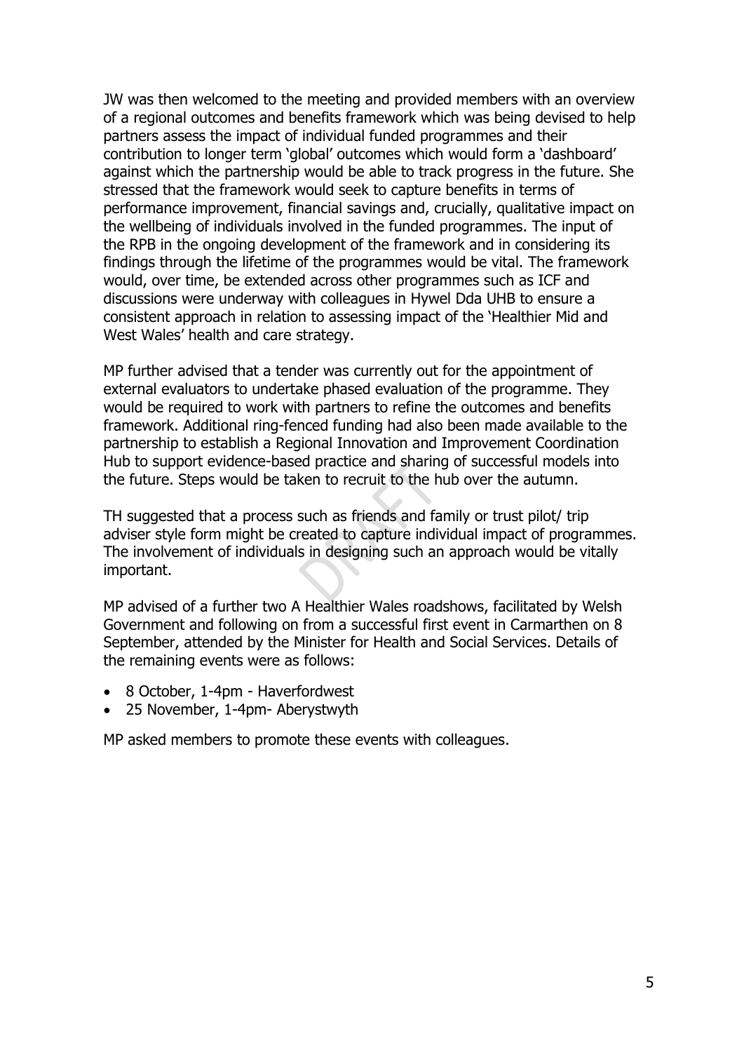JW was then welcomed to the meeting and provided members with an overview of a regional outcomes and benefits framework which was being devised to help partners assess the impact of individual funded programmes and their contribution to longer term 'global' outcomes which would form a 'dashboard' against which the partnership would be able to track progress in the future. She stressed that the framework would seek to capture benefits in terms of performance improvement, financial savings and, crucially, qualitative impact on the wellbeing of individuals involved in the funded programmes. The input of the RPB in the ongoing development of the framework and in considering its findings through the lifetime of the programmes would be vital. The framework would, over time, be extended across other programmes such as ICF and discussions were underway with colleagues in Hywel Dda UHB to ensure a consistent approach in relation to assessing impact of the 'Healthier Mid and West Wales' health and care strategy.

MP further advised that a tender was currently out for the appointment of external evaluators to undertake phased evaluation of the programme. They would be required to work with partners to refine the outcomes and benefits framework. Additional ring-fenced funding had also been made available to the partnership to establish a Regional Innovation and Improvement Coordination Hub to support evidence-based practice and sharing of successful models into the future. Steps would be taken to recruit to the hub over the autumn.

TH suggested that a process such as friends and family or trust pilot/ trip adviser style form might be created to capture individual impact of programmes. The involvement of individuals in designing such an approach would be vitally important.

MP advised of a further two A Healthier Wales roadshows, facilitated by Welsh Government and following on from a successful first event in Carmarthen on 8 September, attended by the Minister for Health and Social Services. Details of the remaining events were as follows:

- 8 October, 1-4pm - Haverfordwest
- 25 November, 1-4pm- Aberystwyth

MP asked members to promote these events with colleagues.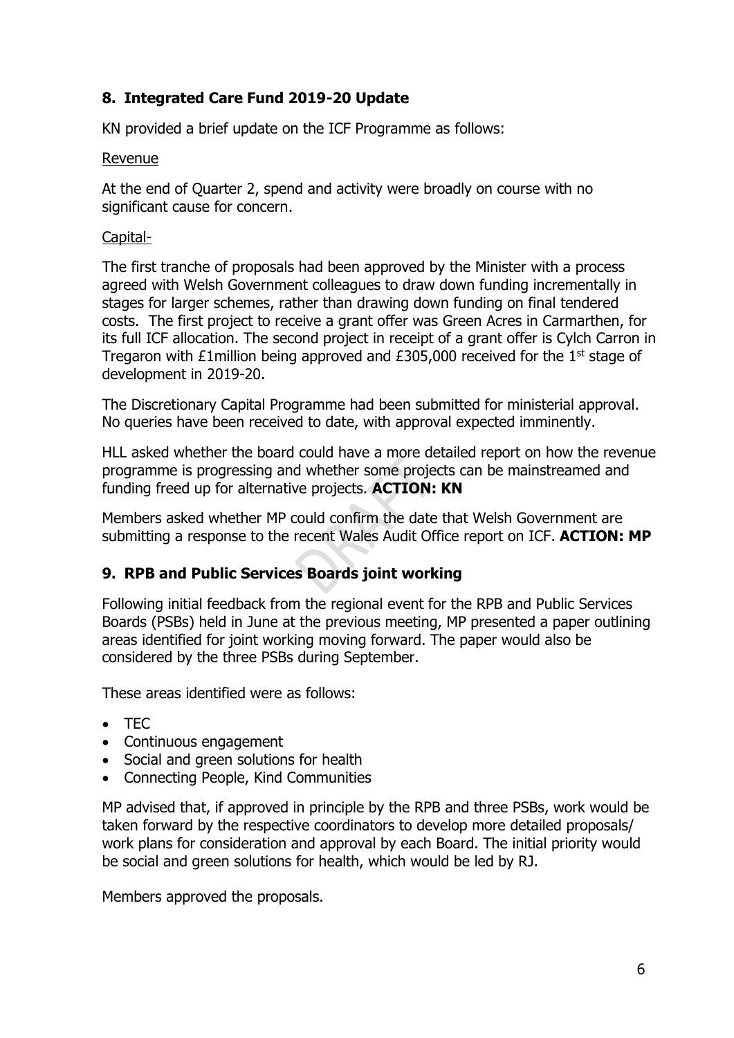## 8. Integrated Care Fund 2019-20 Update

KN provided a brief update on the ICF Programme as follows:

Revenue

At the end of Quarter 2, spend and activity were broadly on course with no significant cause for concern.

Capital-

The first tranche of proposals had been approved by the Minister with a process agreed with Welsh Government colleagues to draw down funding incrementally in stages for larger schemes, rather than drawing down funding on final tendered costs. The first project to receive a grant offer was Green Acres in Carmarthen, for its full ICF allocation. The second project in receipt of a grant offer is Cylch Carron in Tregaron with £1million being approved and £305,000 received for the 1st stage of development in 2019-20.

The Discretionary Capital Programme had been submitted for ministerial approval. No queries have been received to date, with approval expected imminently.

HLL asked whether the board could have a more detailed report on how the revenue programme is progressing and whether some projects can be mainstreamed and funding freed up for alternative projects. **ACTION: KN**

Members asked whether MP could confirm the date that Welsh Government are submitting a response to the recent Wales Audit Office report on ICF. **ACTION: MP**

## 9. RPB and Public Services Boards joint working

Following initial feedback from the regional event for the RPB and Public Services Boards (PSBs) held in June at the previous meeting, MP presented a paper outlining areas identified for joint working moving forward. The paper would also be considered by the three PSBs during September.

These areas identified were as follows:

- TEC
- Continuous engagement
- Social and green solutions for health
- Connecting People, Kind Communities

MP advised that, if approved in principle by the RPB and three PSBs, work would be taken forward by the respective coordinators to develop more detailed proposals/ work plans for consideration and approval by each Board. The initial priority would be social and green solutions for health, which would be led by RJ.

Members approved the proposals.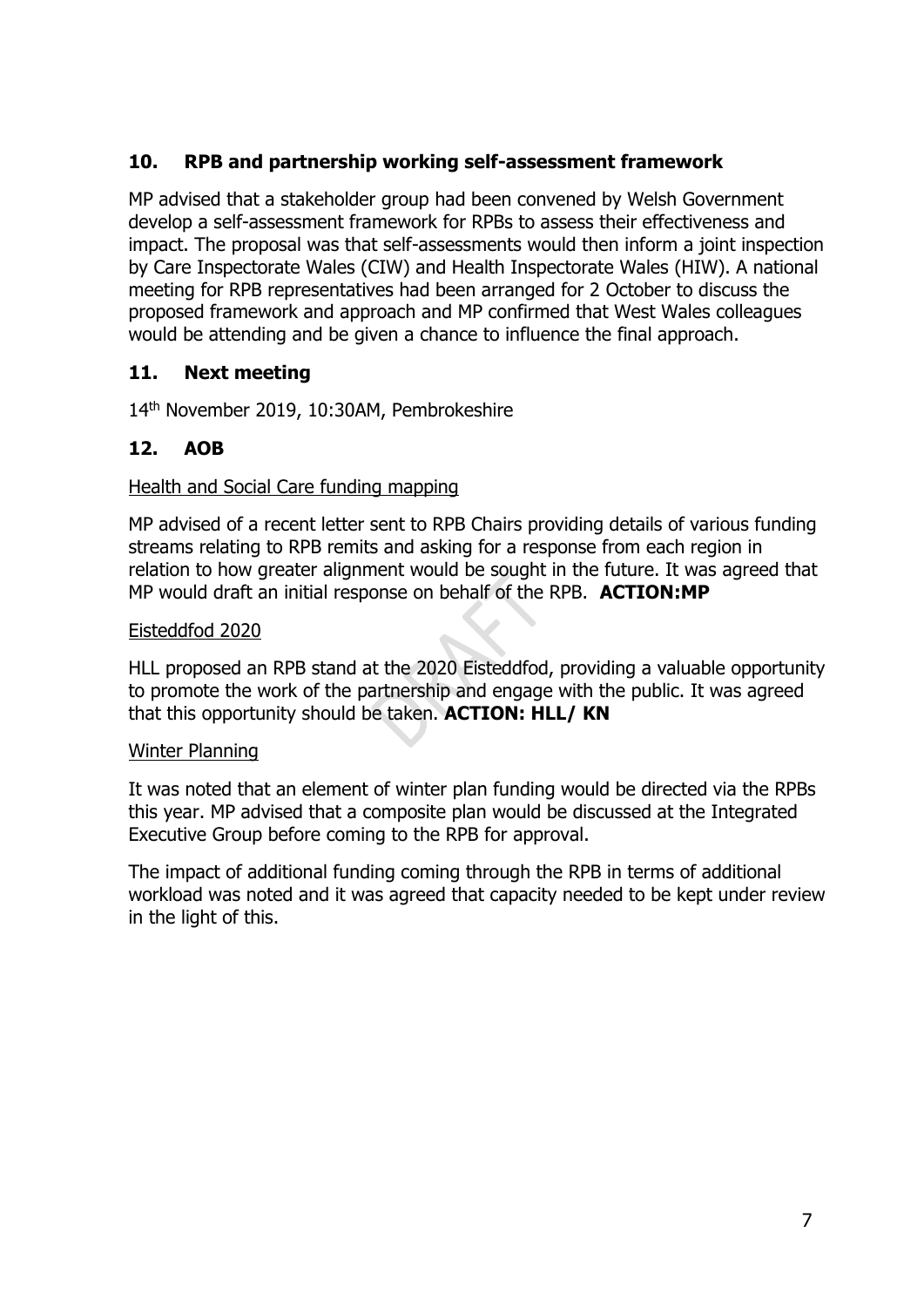## 10. RPB and partnership working self-assessment framework

MP advised that a stakeholder group had been convened by Welsh Government develop a self-assessment framework for RPBs to assess their effectiveness and impact. The proposal was that self-assessments would then inform a joint inspection by Care Inspectorate Wales (CIW) and Health Inspectorate Wales (HIW). A national meeting for RPB representatives had been arranged for 2 October to discuss the proposed framework and approach and MP confirmed that West Wales colleagues would be attending and be given a chance to influence the final approach.

## 11. Next meeting

14th November 2019, 10:30AM, Pembrokeshire

## 12. AOB

Health and Social Care funding mapping

MP advised of a recent letter sent to RPB Chairs providing details of various funding streams relating to RPB remits and asking for a response from each region in relation to how greater alignment would be sought in the future. It was agreed that MP would draft an initial response on behalf of the RPB. **ACTION:MP**

Eisteddfod 2020

HLL proposed an RPB stand at the 2020 Eisteddfod, providing a valuable opportunity to promote the work of the partnership and engage with the public. It was agreed that this opportunity should be taken. **ACTION: HLL/ KN**

Winter Planning

It was noted that an element of winter plan funding would be directed via the RPBs this year. MP advised that a composite plan would be discussed at the Integrated Executive Group before coming to the RPB for approval.

The impact of additional funding coming through the RPB in terms of additional workload was noted and it was agreed that capacity needed to be kept under review in the light of this.